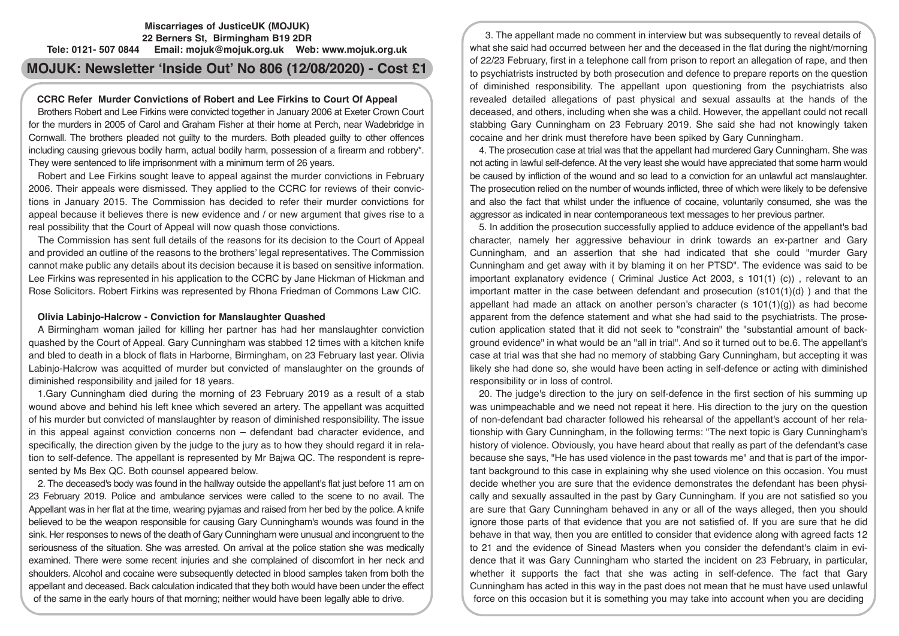**Miscarriages of JusticeUK (MOJUK)**
**22 Berners St, Birmingham B19 2DR**
**Tele: 0121- 507 0844 Email: mojuk@mojuk.org.uk Web: www.mojuk.org.uk**

# MOJUK: Newsletter 'Inside Out' No 806 (12/08/2020) - Cost £1

## CCRC Refer Murder Convictions of Robert and Lee Firkins to Court Of Appeal

Brothers Robert and Lee Firkins were convicted together in January 2006 at Exeter Crown Court for the murders in 2005 of Carol and Graham Fisher at their home at Perch, near Wadebridge in Cornwall. The brothers pleaded not guilty to the murders. Both pleaded guilty to other offences including causing grievous bodily harm, actual bodily harm, possession of a firearm and robbery*. They were sentenced to life imprisonment with a minimum term of 26 years.

Robert and Lee Firkins sought leave to appeal against the murder convictions in February 2006. Their appeals were dismissed. They applied to the CCRC for reviews of their convictions in January 2015. The Commission has decided to refer their murder convictions for appeal because it believes there is new evidence and / or new argument that gives rise to a real possibility that the Court of Appeal will now quash those convictions.

The Commission has sent full details of the reasons for its decision to the Court of Appeal and provided an outline of the reasons to the brothers' legal representatives. The Commission cannot make public any details about its decision because it is based on sensitive information. Lee Firkins was represented in his application to the CCRC by Jane Hickman of Hickman and Rose Solicitors. Robert Firkins was represented by Rhona Friedman of Commons Law CIC.

## Olivia Labinjo-Halcrow - Conviction for Manslaughter Quashed

A Birmingham woman jailed for killing her partner has had her manslaughter conviction quashed by the Court of Appeal. Gary Cunningham was stabbed 12 times with a kitchen knife and bled to death in a block of flats in Harborne, Birmingham, on 23 February last year. Olivia Labinjo-Halcrow was acquitted of murder but convicted of manslaughter on the grounds of diminished responsibility and jailed for 18 years.

1.Gary Cunningham died during the morning of 23 February 2019 as a result of a stab wound above and behind his left knee which severed an artery. The appellant was acquitted of his murder but convicted of manslaughter by reason of diminished responsibility. The issue in this appeal against conviction concerns non – defendant bad character evidence, and specifically, the direction given by the judge to the jury as to how they should regard it in relation to self-defence. The appellant is represented by Mr Bajwa QC. The respondent is represented by Ms Bex QC. Both counsel appeared below.

2. The deceased's body was found in the hallway outside the appellant's flat just before 11 am on 23 February 2019. Police and ambulance services were called to the scene to no avail. The Appellant was in her flat at the time, wearing pyjamas and raised from her bed by the police. A knife believed to be the weapon responsible for causing Gary Cunningham's wounds was found in the sink. Her responses to news of the death of Gary Cunningham were unusual and incongruent to the seriousness of the situation. She was arrested. On arrival at the police station she was medically examined. There were some recent injuries and she complained of discomfort in her neck and shoulders. Alcohol and cocaine were subsequently detected in blood samples taken from both the appellant and deceased. Back calculation indicated that they both would have been under the effect of the same in the early hours of that morning; neither would have been legally able to drive.

3. The appellant made no comment in interview but was subsequently to reveal details of what she said had occurred between her and the deceased in the flat during the night/morning of 22/23 February, first in a telephone call from prison to report an allegation of rape, and then to psychiatrists instructed by both prosecution and defence to prepare reports on the question of diminished responsibility. The appellant upon questioning from the psychiatrists also revealed detailed allegations of past physical and sexual assaults at the hands of the deceased, and others, including when she was a child. However, the appellant could not recall stabbing Gary Cunningham on 23 February 2019. She said she had not knowingly taken cocaine and her drink must therefore have been spiked by Gary Cunningham.

4. The prosecution case at trial was that the appellant had murdered Gary Cunningham. She was not acting in lawful self-defence. At the very least she would have appreciated that some harm would be caused by infliction of the wound and so lead to a conviction for an unlawful act manslaughter. The prosecution relied on the number of wounds inflicted, three of which were likely to be defensive and also the fact that whilst under the influence of cocaine, voluntarily consumed, she was the aggressor as indicated in near contemporaneous text messages to her previous partner.

5. In addition the prosecution successfully applied to adduce evidence of the appellant's bad character, namely her aggressive behaviour in drink towards an ex-partner and Gary Cunningham, and an assertion that she had indicated that she could "murder Gary Cunningham and get away with it by blaming it on her PTSD". The evidence was said to be important explanatory evidence ( Criminal Justice Act 2003, s 101(1) (c)) , relevant to an important matter in the case between defendant and prosecution (s101(1)(d) ) and that the appellant had made an attack on another person's character (s 101(1)(g)) as had become apparent from the defence statement and what she had said to the psychiatrists. The prosecution application stated that it did not seek to "constrain" the "substantial amount of background evidence" in what would be an "all in trial". And so it turned out to be.6. The appellant's case at trial was that she had no memory of stabbing Gary Cunningham, but accepting it was likely she had done so, she would have been acting in self-defence or acting with diminished responsibility or in loss of control.

20. The judge's direction to the jury on self-defence in the first section of his summing up was unimpeachable and we need not repeat it here. His direction to the jury on the question of non-defendant bad character followed his rehearsal of the appellant's account of her relationship with Gary Cunningham, in the following terms: "The next topic is Gary Cunningham's history of violence. Obviously, you have heard about that really as part of the defendant's case because she says, "He has used violence in the past towards me" and that is part of the important background to this case in explaining why she used violence on this occasion. You must decide whether you are sure that the evidence demonstrates the defendant has been physically and sexually assaulted in the past by Gary Cunningham. If you are not satisfied so you are sure that Gary Cunningham behaved in any or all of the ways alleged, then you should ignore those parts of that evidence that you are not satisfied of. If you are sure that he did behave in that way, then you are entitled to consider that evidence along with agreed facts 12 to 21 and the evidence of Sinead Masters when you consider the defendant's claim in evidence that it was Gary Cunningham who started the incident on 23 February, in particular, whether it supports the fact that she was acting in self-defence. The fact that Gary Cunningham has acted in this way in the past does not mean that he must have used unlawful force on this occasion but it is something you may take into account when you are deciding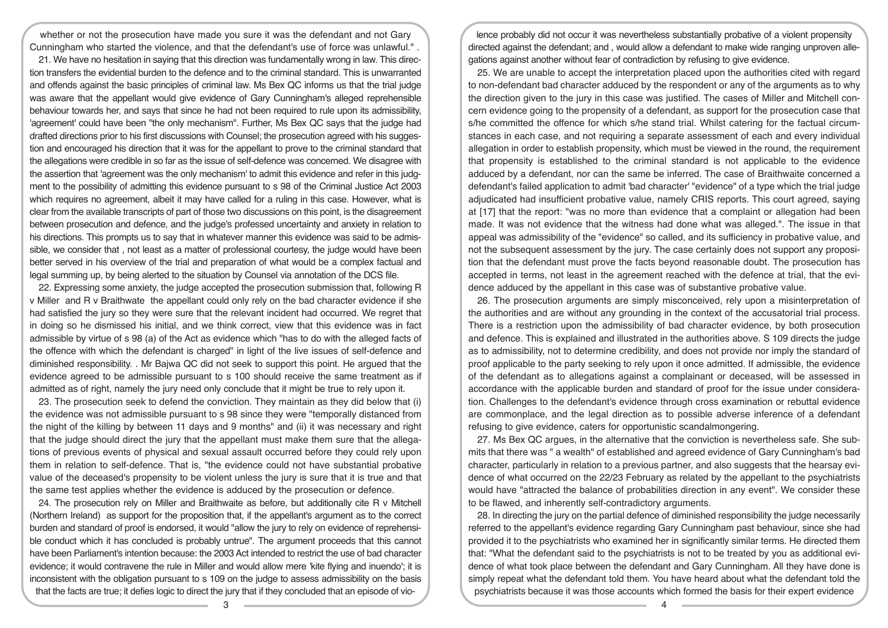whether or not the prosecution have made you sure it was the defendant and not Gary Cunningham who started the violence, and that the defendant's use of force was unlawful." .

21. We have no hesitation in saying that this direction was fundamentally wrong in law. This direction transfers the evidential burden to the defence and to the criminal standard. This is unwarranted and offends against the basic principles of criminal law. Ms Bex QC informs us that the trial judge was aware that the appellant would give evidence of Gary Cunningham's alleged reprehensible behaviour towards her, and says that since he had not been required to rule upon its admissibility, 'agreement' could have been "the only mechanism". Further, Ms Bex QC says that the judge had drafted directions prior to his first discussions with Counsel; the prosecution agreed with his suggestion and encouraged his direction that it was for the appellant to prove to the criminal standard that the allegations were credible in so far as the issue of self-defence was concerned. We disagree with the assertion that 'agreement was the only mechanism' to admit this evidence and refer in this judgment to the possibility of admitting this evidence pursuant to s 98 of the Criminal Justice Act 2003 which requires no agreement, albeit it may have called for a ruling in this case. However, what is clear from the available transcripts of part of those two discussions on this point, is the disagreement between prosecution and defence, and the judge's professed uncertainty and anxiety in relation to his directions. This prompts us to say that in whatever manner this evidence was said to be admissible, we consider that , not least as a matter of professional courtesy, the judge would have been better served in his overview of the trial and preparation of what would be a complex factual and legal summing up, by being alerted to the situation by Counsel via annotation of the DCS file.

22. Expressing some anxiety, the judge accepted the prosecution submission that, following R v Miller and R v Braithwate the appellant could only rely on the bad character evidence if she had satisfied the jury so they were sure that the relevant incident had occurred. We regret that in doing so he dismissed his initial, and we think correct, view that this evidence was in fact admissible by virtue of s 98 (a) of the Act as evidence which "has to do with the alleged facts of the offence with which the defendant is charged" in light of the live issues of self-defence and diminished responsibility. . Mr Bajwa QC did not seek to support this point. He argued that the evidence agreed to be admissible pursuant to s 100 should receive the same treatment as if admitted as of right, namely the jury need only conclude that it might be true to rely upon it.

23. The prosecution seek to defend the conviction. They maintain as they did below that (i) the evidence was not admissible pursuant to s 98 since they were "temporally distanced from the night of the killing by between 11 days and 9 months" and (ii) it was necessary and right that the judge should direct the jury that the appellant must make them sure that the allegations of previous events of physical and sexual assault occurred before they could rely upon them in relation to self-defence. That is, "the evidence could not have substantial probative value of the deceased's propensity to be violent unless the jury is sure that it is true and that the same test applies whether the evidence is adduced by the prosecution or defence.

24. The prosecution rely on Miller and Braithwaite as before, but additionally cite R v Mitchell (Northern Ireland) as support for the proposition that, if the appellant's argument as to the correct burden and standard of proof is endorsed, it would "allow the jury to rely on evidence of reprehensible conduct which it has concluded is probably untrue". The argument proceeds that this cannot have been Parliament's intention because: the 2003 Act intended to restrict the use of bad character evidence; it would contravene the rule in Miller and would allow mere 'kite flying and inuendo'; it is inconsistent with the obligation pursuant to s 109 on the judge to assess admissibility on the basis that the facts are true; it defies logic to direct the jury that if they concluded that an episode of violence probably did not occur it was nevertheless substantially probative of a violent propensity directed against the defendant; and , would allow a defendant to make wide ranging unproven allegations against another without fear of contradiction by refusing to give evidence.

25. We are unable to accept the interpretation placed upon the authorities cited with regard to non-defendant bad character adduced by the respondent or any of the arguments as to why the direction given to the jury in this case was justified. The cases of Miller and Mitchell concern evidence going to the propensity of a defendant, as support for the prosecution case that s/he committed the offence for which s/he stand trial. Whilst catering for the factual circumstances in each case, and not requiring a separate assessment of each and every individual allegation in order to establish propensity, which must be viewed in the round, the requirement that propensity is established to the criminal standard is not applicable to the evidence adduced by a defendant, nor can the same be inferred. The case of Braithwaite concerned a defendant's failed application to admit 'bad character' "evidence" of a type which the trial judge adjudicated had insufficient probative value, namely CRIS reports. This court agreed, saying at [17] that the report: "was no more than evidence that a complaint or allegation had been made. It was not evidence that the witness had done what was alleged.". The issue in that appeal was admissibility of the "evidence" so called, and its sufficiency in probative value, and not the subsequent assessment by the jury. The case certainly does not support any proposition that the defendant must prove the facts beyond reasonable doubt. The prosecution has accepted in terms, not least in the agreement reached with the defence at trial, that the evidence adduced by the appellant in this case was of substantive probative value.

26. The prosecution arguments are simply misconceived, rely upon a misinterpretation of the authorities and are without any grounding in the context of the accusatorial trial process. There is a restriction upon the admissibility of bad character evidence, by both prosecution and defence. This is explained and illustrated in the authorities above. S 109 directs the judge as to admissibility, not to determine credibility, and does not provide nor imply the standard of proof applicable to the party seeking to rely upon it once admitted. If admissible, the evidence of the defendant as to allegations against a complainant or deceased, will be assessed in accordance with the applicable burden and standard of proof for the issue under consideration. Challenges to the defendant's evidence through cross examination or rebuttal evidence are commonplace, and the legal direction as to possible adverse inference of a defendant refusing to give evidence, caters for opportunistic scandalmongering.

27. Ms Bex QC argues, in the alternative that the conviction is nevertheless safe. She submits that there was " a wealth" of established and agreed evidence of Gary Cunningham's bad character, particularly in relation to a previous partner, and also suggests that the hearsay evidence of what occurred on the 22/23 February as related by the appellant to the psychiatrists would have "attracted the balance of probabilities direction in any event". We consider these to be flawed, and inherently self-contradictory arguments.

28. In directing the jury on the partial defence of diminished responsibility the judge necessarily referred to the appellant's evidence regarding Gary Cunningham past behaviour, since she had provided it to the psychiatrists who examined her in significantly similar terms. He directed them that: "What the defendant said to the psychiatrists is not to be treated by you as additional evidence of what took place between the defendant and Gary Cunningham. All they have done is simply repeat what the defendant told them. You have heard about what the defendant told the psychiatrists because it was those accounts which formed the basis for their expert evidence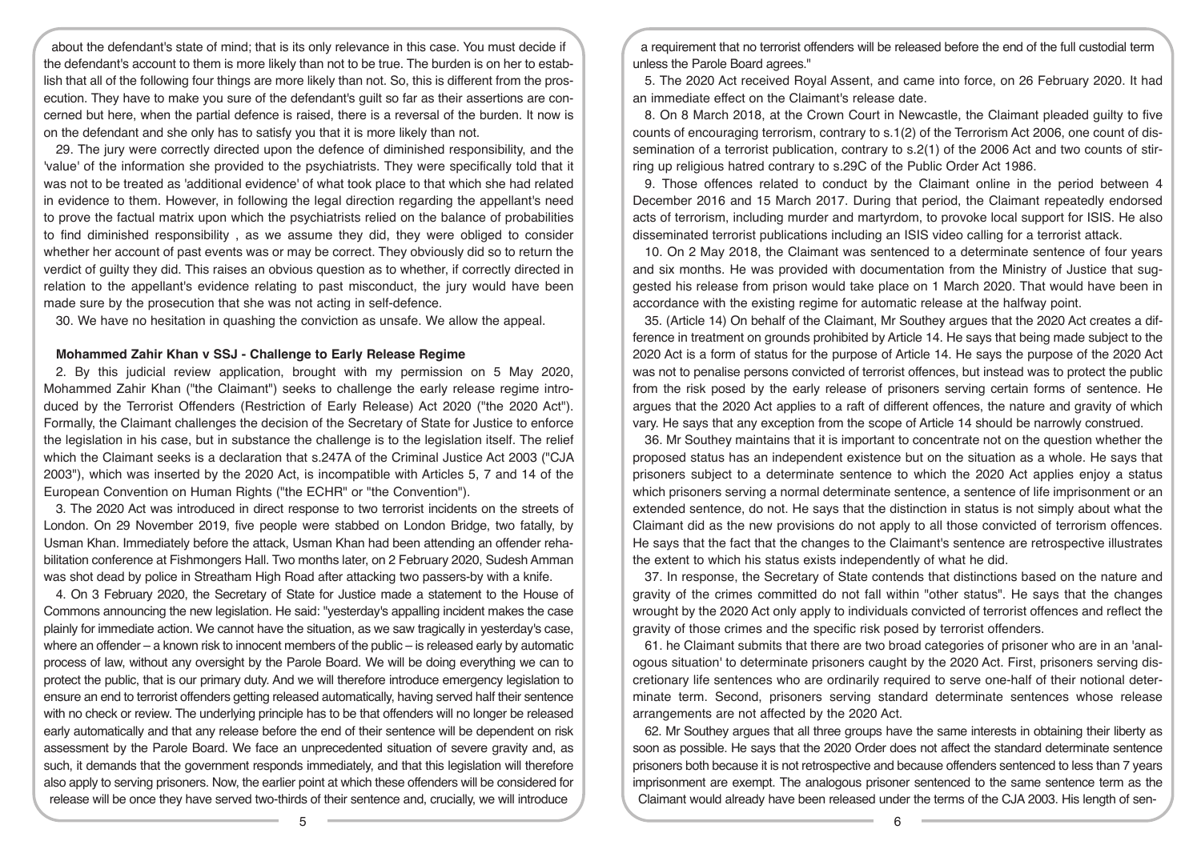about the defendant's state of mind; that is its only relevance in this case. You must decide if the defendant's account to them is more likely than not to be true. The burden is on her to establish that all of the following four things are more likely than not. So, this is different from the prosecution. They have to make you sure of the defendant's guilt so far as their assertions are concerned but here, when the partial defence is raised, there is a reversal of the burden. It now is on the defendant and she only has to satisfy you that it is more likely than not.

29. The jury were correctly directed upon the defence of diminished responsibility, and the 'value' of the information she provided to the psychiatrists. They were specifically told that it was not to be treated as 'additional evidence' of what took place to that which she had related in evidence to them. However, in following the legal direction regarding the appellant's need to prove the factual matrix upon which the psychiatrists relied on the balance of probabilities to find diminished responsibility , as we assume they did, they were obliged to consider whether her account of past events was or may be correct. They obviously did so to return the verdict of guilty they did. This raises an obvious question as to whether, if correctly directed in relation to the appellant's evidence relating to past misconduct, the jury would have been made sure by the prosecution that she was not acting in self-defence.

30. We have no hesitation in quashing the conviction as unsafe. We allow the appeal.

## Mohammed Zahir Khan v SSJ - Challenge to Early Release Regime

2. By this judicial review application, brought with my permission on 5 May 2020, Mohammed Zahir Khan ("the Claimant") seeks to challenge the early release regime introduced by the Terrorist Offenders (Restriction of Early Release) Act 2020 ("the 2020 Act"). Formally, the Claimant challenges the decision of the Secretary of State for Justice to enforce the legislation in his case, but in substance the challenge is to the legislation itself. The relief which the Claimant seeks is a declaration that s.247A of the Criminal Justice Act 2003 ("CJA 2003"), which was inserted by the 2020 Act, is incompatible with Articles 5, 7 and 14 of the European Convention on Human Rights ("the ECHR" or "the Convention").

3. The 2020 Act was introduced in direct response to two terrorist incidents on the streets of London. On 29 November 2019, five people were stabbed on London Bridge, two fatally, by Usman Khan. Immediately before the attack, Usman Khan had been attending an offender rehabilitation conference at Fishmongers Hall. Two months later, on 2 February 2020, Sudesh Amman was shot dead by police in Streatham High Road after attacking two passers-by with a knife.

4. On 3 February 2020, the Secretary of State for Justice made a statement to the House of Commons announcing the new legislation. He said: "yesterday's appalling incident makes the case plainly for immediate action. We cannot have the situation, as we saw tragically in yesterday's case, where an offender – a known risk to innocent members of the public – is released early by automatic process of law, without any oversight by the Parole Board. We will be doing everything we can to protect the public, that is our primary duty. And we will therefore introduce emergency legislation to ensure an end to terrorist offenders getting released automatically, having served half their sentence with no check or review. The underlying principle has to be that offenders will no longer be released early automatically and that any release before the end of their sentence will be dependent on risk assessment by the Parole Board. We face an unprecedented situation of severe gravity and, as such, it demands that the government responds immediately, and that this legislation will therefore also apply to serving prisoners. Now, the earlier point at which these offenders will be considered for release will be once they have served two-thirds of their sentence and, crucially, we will introduce a requirement that no terrorist offenders will be released before the end of the full custodial term unless the Parole Board agrees."

5. The 2020 Act received Royal Assent, and came into force, on 26 February 2020. It had an immediate effect on the Claimant's release date.

8. On 8 March 2018, at the Crown Court in Newcastle, the Claimant pleaded guilty to five counts of encouraging terrorism, contrary to s.1(2) of the Terrorism Act 2006, one count of dissemination of a terrorist publication, contrary to s.2(1) of the 2006 Act and two counts of stirring up religious hatred contrary to s.29C of the Public Order Act 1986.

9. Those offences related to conduct by the Claimant online in the period between 4 December 2016 and 15 March 2017. During that period, the Claimant repeatedly endorsed acts of terrorism, including murder and martyrdom, to provoke local support for ISIS. He also disseminated terrorist publications including an ISIS video calling for a terrorist attack.

10. On 2 May 2018, the Claimant was sentenced to a determinate sentence of four years and six months. He was provided with documentation from the Ministry of Justice that suggested his release from prison would take place on 1 March 2020. That would have been in accordance with the existing regime for automatic release at the halfway point.

35. (Article 14) On behalf of the Claimant, Mr Southey argues that the 2020 Act creates a difference in treatment on grounds prohibited by Article 14. He says that being made subject to the 2020 Act is a form of status for the purpose of Article 14. He says the purpose of the 2020 Act was not to penalise persons convicted of terrorist offences, but instead was to protect the public from the risk posed by the early release of prisoners serving certain forms of sentence. He argues that the 2020 Act applies to a raft of different offences, the nature and gravity of which vary. He says that any exception from the scope of Article 14 should be narrowly construed.

36. Mr Southey maintains that it is important to concentrate not on the question whether the proposed status has an independent existence but on the situation as a whole. He says that prisoners subject to a determinate sentence to which the 2020 Act applies enjoy a status which prisoners serving a normal determinate sentence, a sentence of life imprisonment or an extended sentence, do not. He says that the distinction in status is not simply about what the Claimant did as the new provisions do not apply to all those convicted of terrorism offences. He says that the fact that the changes to the Claimant's sentence are retrospective illustrates the extent to which his status exists independently of what he did.

37. In response, the Secretary of State contends that distinctions based on the nature and gravity of the crimes committed do not fall within "other status". He says that the changes wrought by the 2020 Act only apply to individuals convicted of terrorist offences and reflect the gravity of those crimes and the specific risk posed by terrorist offenders.

61. he Claimant submits that there are two broad categories of prisoner who are in an 'analogous situation' to determinate prisoners caught by the 2020 Act. First, prisoners serving discretionary life sentences who are ordinarily required to serve one-half of their notional determinate term. Second, prisoners serving standard determinate sentences whose release arrangements are not affected by the 2020 Act.

62. Mr Southey argues that all three groups have the same interests in obtaining their liberty as soon as possible. He says that the 2020 Order does not affect the standard determinate sentence prisoners both because it is not retrospective and because offenders sentenced to less than 7 years imprisonment are exempt. The analogous prisoner sentenced to the same sentence term as the Claimant would already have been released under the terms of the CJA 2003. His length of sen-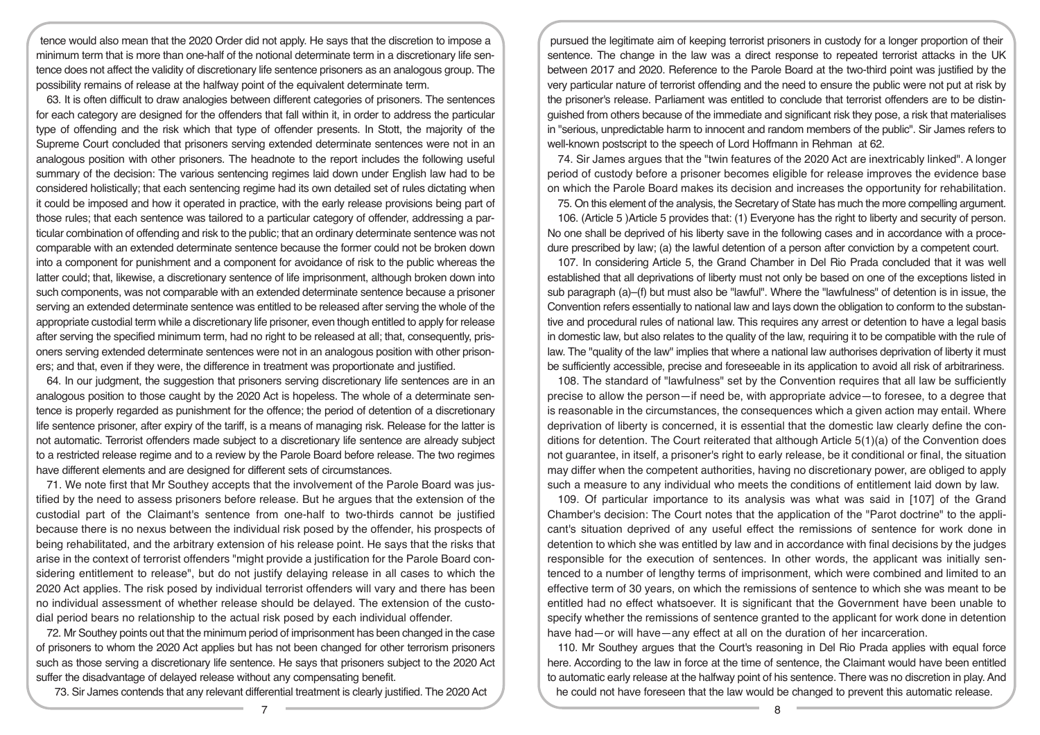tence would also mean that the 2020 Order did not apply. He says that the discretion to impose a minimum term that is more than one-half of the notional determinate term in a discretionary life sentence does not affect the validity of discretionary life sentence prisoners as an analogous group. The possibility remains of release at the halfway point of the equivalent determinate term.

63. It is often difficult to draw analogies between different categories of prisoners. The sentences for each category are designed for the offenders that fall within it, in order to address the particular type of offending and the risk which that type of offender presents. In Stott, the majority of the Supreme Court concluded that prisoners serving extended determinate sentences were not in an analogous position with other prisoners. The headnote to the report includes the following useful summary of the decision: The various sentencing regimes laid down under English law had to be considered holistically; that each sentencing regime had its own detailed set of rules dictating when it could be imposed and how it operated in practice, with the early release provisions being part of those rules; that each sentence was tailored to a particular category of offender, addressing a particular combination of offending and risk to the public; that an ordinary determinate sentence was not comparable with an extended determinate sentence because the former could not be broken down into a component for punishment and a component for avoidance of risk to the public whereas the latter could; that, likewise, a discretionary sentence of life imprisonment, although broken down into such components, was not comparable with an extended determinate sentence because a prisoner serving an extended determinate sentence was entitled to be released after serving the whole of the appropriate custodial term while a discretionary life prisoner, even though entitled to apply for release after serving the specified minimum term, had no right to be released at all; that, consequently, prisoners serving extended determinate sentences were not in an analogous position with other prisoners; and that, even if they were, the difference in treatment was proportionate and justified.

64. In our judgment, the suggestion that prisoners serving discretionary life sentences are in an analogous position to those caught by the 2020 Act is hopeless. The whole of a determinate sentence is properly regarded as punishment for the offence; the period of detention of a discretionary life sentence prisoner, after expiry of the tariff, is a means of managing risk. Release for the latter is not automatic. Terrorist offenders made subject to a discretionary life sentence are already subject to a restricted release regime and to a review by the Parole Board before release. The two regimes have different elements and are designed for different sets of circumstances.

71. We note first that Mr Southey accepts that the involvement of the Parole Board was justified by the need to assess prisoners before release. But he argues that the extension of the custodial part of the Claimant's sentence from one-half to two-thirds cannot be justified because there is no nexus between the individual risk posed by the offender, his prospects of being rehabilitated, and the arbitrary extension of his release point. He says that the risks that arise in the context of terrorist offenders "might provide a justification for the Parole Board considering entitlement to release", but do not justify delaying release in all cases to which the 2020 Act applies. The risk posed by individual terrorist offenders will vary and there has been no individual assessment of whether release should be delayed. The extension of the custodial period bears no relationship to the actual risk posed by each individual offender.

72. Mr Southey points out that the minimum period of imprisonment has been changed in the case of prisoners to whom the 2020 Act applies but has not been changed for other terrorism prisoners such as those serving a discretionary life sentence. He says that prisoners subject to the 2020 Act suffer the disadvantage of delayed release without any compensating benefit.

73. Sir James contends that any relevant differential treatment is clearly justified. The 2020 Act pursued the legitimate aim of keeping terrorist prisoners in custody for a longer proportion of their sentence. The change in the law was a direct response to repeated terrorist attacks in the UK between 2017 and 2020. Reference to the Parole Board at the two-third point was justified by the very particular nature of terrorist offending and the need to ensure the public were not put at risk by the prisoner's release. Parliament was entitled to conclude that terrorist offenders are to be distinguished from others because of the immediate and significant risk they pose, a risk that materialises in "serious, unpredictable harm to innocent and random members of the public". Sir James refers to well-known postscript to the speech of Lord Hoffmann in Rehman at 62.

74. Sir James argues that the "twin features of the 2020 Act are inextricably linked". A longer period of custody before a prisoner becomes eligible for release improves the evidence base on which the Parole Board makes its decision and increases the opportunity for rehabilitation.

75. On this element of the analysis, the Secretary of State has much the more compelling argument.

106. (Article 5 )Article 5 provides that: (1) Everyone has the right to liberty and security of person. No one shall be deprived of his liberty save in the following cases and in accordance with a procedure prescribed by law; (a) the lawful detention of a person after conviction by a competent court.

107. In considering Article 5, the Grand Chamber in Del Rio Prada concluded that it was well established that all deprivations of liberty must not only be based on one of the exceptions listed in sub paragraph (a)–(f) but must also be "lawful". Where the "lawfulness" of detention is in issue, the Convention refers essentially to national law and lays down the obligation to conform to the substantive and procedural rules of national law. This requires any arrest or detention to have a legal basis in domestic law, but also relates to the quality of the law, requiring it to be compatible with the rule of law. The "quality of the law" implies that where a national law authorises deprivation of liberty it must be sufficiently accessible, precise and foreseeable in its application to avoid all risk of arbitrariness.

108. The standard of "lawfulness" set by the Convention requires that all law be sufficiently precise to allow the person—if need be, with appropriate advice—to foresee, to a degree that is reasonable in the circumstances, the consequences which a given action may entail. Where deprivation of liberty is concerned, it is essential that the domestic law clearly define the conditions for detention. The Court reiterated that although Article 5(1)(a) of the Convention does not guarantee, in itself, a prisoner's right to early release, be it conditional or final, the situation may differ when the competent authorities, having no discretionary power, are obliged to apply such a measure to any individual who meets the conditions of entitlement laid down by law.

109. Of particular importance to its analysis was what was said in [107] of the Grand Chamber's decision: The Court notes that the application of the "Parot doctrine" to the applicant's situation deprived of any useful effect the remissions of sentence for work done in detention to which she was entitled by law and in accordance with final decisions by the judges responsible for the execution of sentences. In other words, the applicant was initially sentenced to a number of lengthy terms of imprisonment, which were combined and limited to an effective term of 30 years, on which the remissions of sentence to which she was meant to be entitled had no effect whatsoever. It is significant that the Government have been unable to specify whether the remissions of sentence granted to the applicant for work done in detention have had—or will have—any effect at all on the duration of her incarceration.

110. Mr Southey argues that the Court's reasoning in Del Rio Prada applies with equal force here. According to the law in force at the time of sentence, the Claimant would have been entitled to automatic early release at the halfway point of his sentence. There was no discretion in play. And he could not have foreseen that the law would be changed to prevent this automatic release.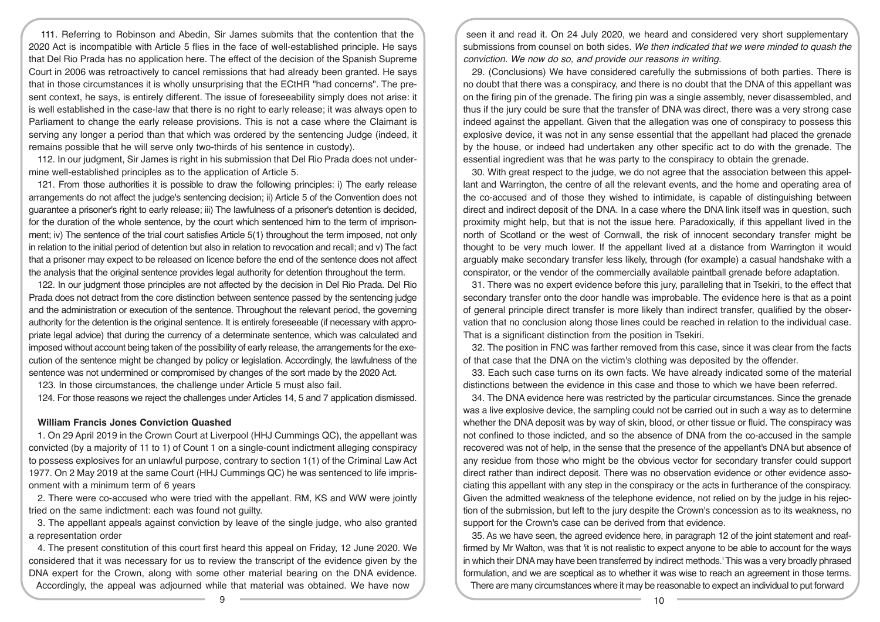111. Referring to Robinson and Abedin, Sir James submits that the contention that the 2020 Act is incompatible with Article 5 flies in the face of well-established principle. He says that Del Rio Prada has no application here. The effect of the decision of the Spanish Supreme Court in 2006 was retroactively to cancel remissions that had already been granted. He says that in those circumstances it is wholly unsurprising that the ECtHR "had concerns". The present context, he says, is entirely different. The issue of foreseeability simply does not arise: it is well established in the case-law that there is no right to early release; it was always open to Parliament to change the early release provisions. This is not a case where the Claimant is serving any longer a period than that which was ordered by the sentencing Judge (indeed, it remains possible that he will serve only two-thirds of his sentence in custody).

112. In our judgment, Sir James is right in his submission that Del Rio Prada does not undermine well-established principles as to the application of Article 5.

121. From those authorities it is possible to draw the following principles: i) The early release arrangements do not affect the judge's sentencing decision; ii) Article 5 of the Convention does not guarantee a prisoner's right to early release; iii) The lawfulness of a prisoner's detention is decided, for the duration of the whole sentence, by the court which sentenced him to the term of imprisonment; iv) The sentence of the trial court satisfies Article 5(1) throughout the term imposed, not only in relation to the initial period of detention but also in relation to revocation and recall; and v) The fact that a prisoner may expect to be released on licence before the end of the sentence does not affect the analysis that the original sentence provides legal authority for detention throughout the term.

122. In our judgment those principles are not affected by the decision in Del Rio Prada. Del Rio Prada does not detract from the core distinction between sentence passed by the sentencing judge and the administration or execution of the sentence. Throughout the relevant period, the governing authority for the detention is the original sentence. It is entirely foreseeable (if necessary with appropriate legal advice) that during the currency of a determinate sentence, which was calculated and imposed without account being taken of the possibility of early release, the arrangements for the execution of the sentence might be changed by policy or legislation. Accordingly, the lawfulness of the sentence was not undermined or compromised by changes of the sort made by the 2020 Act.

123. In those circumstances, the challenge under Article 5 must also fail.

124. For those reasons we reject the challenges under Articles 14, 5 and 7 application dismissed.

## William Francis Jones Conviction Quashed

1. On 29 April 2019 in the Crown Court at Liverpool (HHJ Cummings QC), the appellant was convicted (by a majority of 11 to 1) of Count 1 on a single-count indictment alleging conspiracy to possess explosives for an unlawful purpose, contrary to section 1(1) of the Criminal Law Act 1977. On 2 May 2019 at the same Court (HHJ Cummings QC) he was sentenced to life imprisonment with a minimum term of 6 years

2. There were co-accused who were tried with the appellant. RM, KS and WW were jointly tried on the same indictment: each was found not guilty.

3. The appellant appeals against conviction by leave of the single judge, who also granted a representation order

4. The present constitution of this court first heard this appeal on Friday, 12 June 2020. We considered that it was necessary for us to review the transcript of the evidence given by the DNA expert for the Crown, along with some other material bearing on the DNA evidence. Accordingly, the appeal was adjourned while that material was obtained. We have now seen it and read it. On 24 July 2020, we heard and considered very short supplementary submissions from counsel on both sides. *We then indicated that we were minded to quash the conviction. We now do so, and provide our reasons in writing.*

29. (Conclusions) We have considered carefully the submissions of both parties. There is no doubt that there was a conspiracy, and there is no doubt that the DNA of this appellant was on the firing pin of the grenade. The firing pin was a single assembly, never disassembled, and thus if the jury could be sure that the transfer of DNA was direct, there was a very strong case indeed against the appellant. Given that the allegation was one of conspiracy to possess this explosive device, it was not in any sense essential that the appellant had placed the grenade by the house, or indeed had undertaken any other specific act to do with the grenade. The essential ingredient was that he was party to the conspiracy to obtain the grenade.

30. With great respect to the judge, we do not agree that the association between this appellant and Warrington, the centre of all the relevant events, and the home and operating area of the co-accused and of those they wished to intimidate, is capable of distinguishing between direct and indirect deposit of the DNA. In a case where the DNA link itself was in question, such proximity might help, but that is not the issue here. Paradoxically, if this appellant lived in the north of Scotland or the west of Cornwall, the risk of innocent secondary transfer might be thought to be very much lower. If the appellant lived at a distance from Warrington it would arguably make secondary transfer less likely, through (for example) a casual handshake with a conspirator, or the vendor of the commercially available paintball grenade before adaptation.

31. There was no expert evidence before this jury, paralleling that in Tsekiri, to the effect that secondary transfer onto the door handle was improbable. The evidence here is that as a point of general principle direct transfer is more likely than indirect transfer, qualified by the observation that no conclusion along those lines could be reached in relation to the individual case. That is a significant distinction from the position in Tsekiri.

32. The position in FNC was farther removed from this case, since it was clear from the facts of that case that the DNA on the victim's clothing was deposited by the offender.

33. Each such case turns on its own facts. We have already indicated some of the material distinctions between the evidence in this case and those to which we have been referred.

34. The DNA evidence here was restricted by the particular circumstances. Since the grenade was a live explosive device, the sampling could not be carried out in such a way as to determine whether the DNA deposit was by way of skin, blood, or other tissue or fluid. The conspiracy was not confined to those indicted, and so the absence of DNA from the co-accused in the sample recovered was not of help, in the sense that the presence of the appellant's DNA but absence of any residue from those who might be the obvious vector for secondary transfer could support direct rather than indirect deposit. There was no observation evidence or other evidence associating this appellant with any step in the conspiracy or the acts in furtherance of the conspiracy. Given the admitted weakness of the telephone evidence, not relied on by the judge in his rejection of the submission, but left to the jury despite the Crown's concession as to its weakness, no support for the Crown's case can be derived from that evidence.

35. As we have seen, the agreed evidence here, in paragraph 12 of the joint statement and reaffirmed by Mr Walton, was that 'it is not realistic to expect anyone to be able to account for the ways in which their DNA may have been transferred by indirect methods.' This was a very broadly phrased formulation, and we are sceptical as to whether it was wise to reach an agreement in those terms. There are many circumstances where it may be reasonable to expect an individual to put forward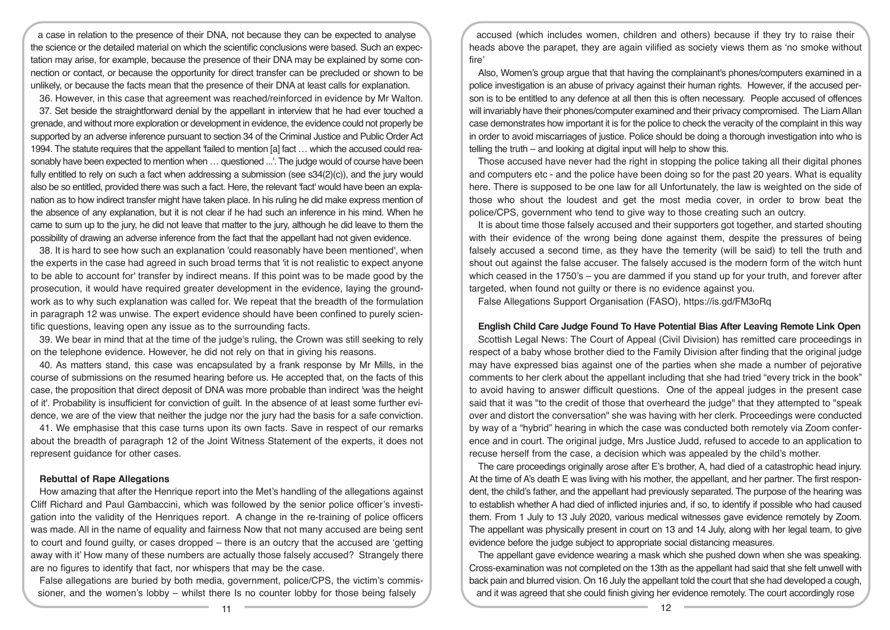a case in relation to the presence of their DNA, not because they can be expected to analyse the science or the detailed material on which the scientific conclusions were based. Such an expectation may arise, for example, because the presence of their DNA may be explained by some connection or contact, or because the opportunity for direct transfer can be precluded or shown to be unlikely, or because the facts mean that the presence of their DNA at least calls for explanation.

36. However, in this case that agreement was reached/reinforced in evidence by Mr Walton.

37. Set beside the straightforward denial by the appellant in interview that he had ever touched a grenade, and without more exploration or development in evidence, the evidence could not properly be supported by an adverse inference pursuant to section 34 of the Criminal Justice and Public Order Act 1994. The statute requires that the appellant 'failed to mention [a] fact … which the accused could reasonably have been expected to mention when … questioned ...'. The judge would of course have been fully entitled to rely on such a fact when addressing a submission (see s34(2)(c)), and the jury would also be so entitled, provided there was such a fact. Here, the relevant 'fact' would have been an explanation as to how indirect transfer might have taken place. In his ruling he did make express mention of the absence of any explanation, but it is not clear if he had such an inference in his mind. When he came to sum up to the jury, he did not leave that matter to the jury, although he did leave to them the possibility of drawing an adverse inference from the fact that the appellant had not given evidence.

38. It is hard to see how such an explanation 'could reasonably have been mentioned', when the experts in the case had agreed in such broad terms that 'it is not realistic to expect anyone to be able to account for' transfer by indirect means. If this point was to be made good by the prosecution, it would have required greater development in the evidence, laying the groundwork as to why such explanation was called for. We repeat that the breadth of the formulation in paragraph 12 was unwise. The expert evidence should have been confined to purely scientific questions, leaving open any issue as to the surrounding facts.

39. We bear in mind that at the time of the judge's ruling, the Crown was still seeking to rely on the telephone evidence. However, he did not rely on that in giving his reasons.

40. As matters stand, this case was encapsulated by a frank response by Mr Mills, in the course of submissions on the resumed hearing before us. He accepted that, on the facts of this case, the proposition that direct deposit of DNA was more probable than indirect 'was the height of it'. Probability is insufficient for conviction of guilt. In the absence of at least some further evidence, we are of the view that neither the judge nor the jury had the basis for a safe conviction.

41. We emphasise that this case turns upon its own facts. Save in respect of our remarks about the breadth of paragraph 12 of the Joint Witness Statement of the experts, it does not represent guidance for other cases.

**Rebuttal of Rape Allegations**

How amazing that after the Henrique report into the Met's handling of the allegations against Cliff Richard and Paul Gambaccini, which was followed by the senior police officer's investigation into the validity of the Henriques report. A change in the re-training of police officers was made. All in the name of equality and fairness Now that not many accused are being sent to court and found guilty, or cases dropped – there is an outcry that the accused are 'getting away with it' How many of these numbers are actually those falsely accused? Strangely there are no figures to identify that fact, nor whispers that may be the case.

False allegations are buried by both media, government, police/CPS, the victim's commissioner, and the women's lobby – whilst there Is no counter lobby for those being falsely accused (which includes women, children and others) because if they try to raise their heads above the parapet, they are again vilified as society views them as 'no smoke without fire'

Also, Women's group argue that that having the complainant's phones/computers examined in a police investigation is an abuse of privacy against their human rights. However, if the accused person is to be entitled to any defence at all then this is often necessary. People accused of offences will invariably have their phones/computer examined and their privacy compromised. The Liam Allan case demonstrates how important it is for the police to check the veracity of the complaint in this way in order to avoid miscarriages of justice. Police should be doing a thorough investigation into who is telling the truth – and looking at digital input will help to show this.

Those accused have never had the right in stopping the police taking all their digital phones and computers etc - and the police have been doing so for the past 20 years. What is equality here. There is supposed to be one law for all Unfortunately, the law is weighted on the side of those who shout the loudest and get the most media cover, in order to brow beat the police/CPS, government who tend to give way to those creating such an outcry.

It is about time those falsely accused and their supporters got together, and started shouting with their evidence of the wrong being done against them, despite the pressures of being falsely accused a second time, as they have the temerity (will be said) to tell the truth and shout out against the false accuser. The falsely accused is the modern form of the witch hunt which ceased in the 1750's – you are dammed if you stand up for your truth, and forever after targeted, when found not guilty or there is no evidence against you.

False Allegations Support Organisation (FASO), https://is.gd/FM3oRq

**English Child Care Judge Found To Have Potential Bias After Leaving Remote Link Open**

Scottish Legal News: The Court of Appeal (Civil Division) has remitted care proceedings in respect of a baby whose brother died to the Family Division after finding that the original judge may have expressed bias against one of the parties when she made a number of pejorative comments to her clerk about the appellant including that she had tried "every trick in the book" to avoid having to answer difficult questions. One of the appeal judges in the present case said that it was "to the credit of those that overheard the judge" that they attempted to "speak over and distort the conversation" she was having with her clerk. Proceedings were conducted by way of a "hybrid" hearing in which the case was conducted both remotely via Zoom conference and in court. The original judge, Mrs Justice Judd, refused to accede to an application to recuse herself from the case, a decision which was appealed by the child's mother.

The care proceedings originally arose after E's brother, A, had died of a catastrophic head injury. At the time of A's death E was living with his mother, the appellant, and her partner. The first respondent, the child's father, and the appellant had previously separated. The purpose of the hearing was to establish whether A had died of inflicted injuries and, if so, to identify if possible who had caused them. From 1 July to 13 July 2020, various medical witnesses gave evidence remotely by Zoom. The appellant was physically present in court on 13 and 14 July, along with her legal team, to give evidence before the judge subject to appropriate social distancing measures.

The appellant gave evidence wearing a mask which she pushed down when she was speaking. Cross-examination was not completed on the 13th as the appellant had said that she felt unwell with back pain and blurred vision. On 16 July the appellant told the court that she had developed a cough, and it was agreed that she could finish giving her evidence remotely. The court accordingly rose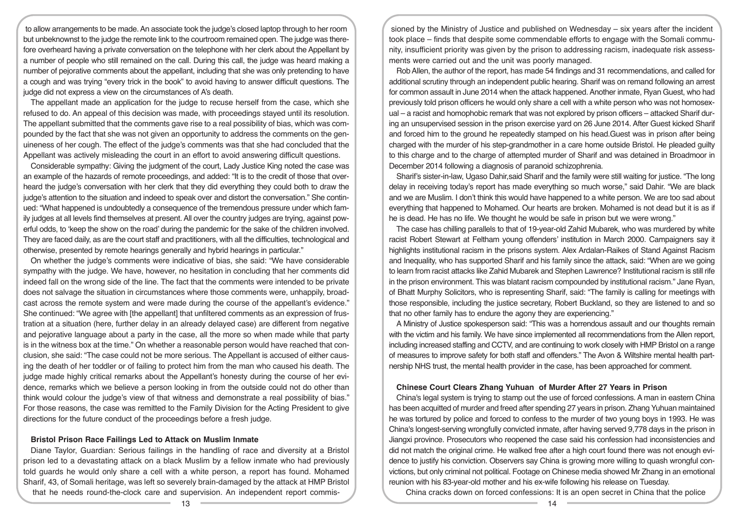to allow arrangements to be made. An associate took the judge's closed laptop through to her room but unbeknownst to the judge the remote link to the courtroom remained open. The judge was therefore overheard having a private conversation on the telephone with her clerk about the Appellant by a number of people who still remained on the call. During this call, the judge was heard making a number of pejorative comments about the appellant, including that she was only pretending to have a cough and was trying "every trick in the book" to avoid having to answer difficult questions. The judge did not express a view on the circumstances of A's death.

The appellant made an application for the judge to recuse herself from the case, which she refused to do. An appeal of this decision was made, with proceedings stayed until its resolution. The appellant submitted that the comments gave rise to a real possibility of bias, which was compounded by the fact that she was not given an opportunity to address the comments on the genuineness of her cough. The effect of the judge's comments was that she had concluded that the Appellant was actively misleading the court in an effort to avoid answering difficult questions.

Considerable sympathy: Giving the judgment of the court, Lady Justice King noted the case was an example of the hazards of remote proceedings, and added: "It is to the credit of those that overheard the judge's conversation with her clerk that they did everything they could both to draw the judge's attention to the situation and indeed to speak over and distort the conversation." She continued: "What happened is undoubtedly a consequence of the tremendous pressure under which family judges at all levels find themselves at present. All over the country judges are trying, against powerful odds, to 'keep the show on the road' during the pandemic for the sake of the children involved. They are faced daily, as are the court staff and practitioners, with all the difficulties, technological and otherwise, presented by remote hearings generally and hybrid hearings in particular."

On whether the judge's comments were indicative of bias, she said: "We have considerable sympathy with the judge. We have, however, no hesitation in concluding that her comments did indeed fall on the wrong side of the line. The fact that the comments were intended to be private does not salvage the situation in circumstances where those comments were, unhappily, broadcast across the remote system and were made during the course of the appellant's evidence." She continued: "We agree with [the appellant] that unfiltered comments as an expression of frustration at a situation (here, further delay in an already delayed case) are different from negative and pejorative language about a party in the case, all the more so when made while that party is in the witness box at the time." On whether a reasonable person would have reached that conclusion, she said: "The case could not be more serious. The Appellant is accused of either causing the death of her toddler or of failing to protect him from the man who caused his death. The judge made highly critical remarks about the Appellant's honesty during the course of her evidence, remarks which we believe a person looking in from the outside could not do other than think would colour the judge's view of that witness and demonstrate a real possibility of bias." For those reasons, the case was remitted to the Family Division for the Acting President to give directions for the future conduct of the proceedings before a fresh judge.

### Bristol Prison Race Failings Led to Attack on Muslim Inmate

Diane Taylor, Guardian: Serious failings in the handling of race and diversity at a Bristol prison led to a devastating attack on a black Muslim by a fellow inmate who had previously told guards he would only share a cell with a white person, a report has found. Mohamed Sharif, 43, of Somali heritage, was left so severely brain-damaged by the attack at HMP Bristol that he needs round-the-clock care and supervision. An independent report commissioned by the Ministry of Justice and published on Wednesday – six years after the incident took place – finds that despite some commendable efforts to engage with the Somali community, insufficient priority was given by the prison to addressing racism, inadequate risk assessments were carried out and the unit was poorly managed.

Rob Allen, the author of the report, has made 54 findings and 31 recommendations, and called for additional scrutiny through an independent public hearing. Sharif was on remand following an arrest for common assault in June 2014 when the attack happened. Another inmate, Ryan Guest, who had previously told prison officers he would only share a cell with a white person who was not homosexual – a racist and homophobic remark that was not explored by prison officers – attacked Sharif during an unsupervised session in the prison exercise yard on 26 June 2014. After Guest kicked Sharif and forced him to the ground he repeatedly stamped on his head.Guest was in prison after being charged with the murder of his step-grandmother in a care home outside Bristol. He pleaded guilty to this charge and to the charge of attempted murder of Sharif and was detained in Broadmoor in December 2014 following a diagnosis of paranoid schizophrenia.

Sharif's sister-in-law, Ugaso Dahir,said Sharif and the family were still waiting for justice. "The long delay in receiving today's report has made everything so much worse," said Dahir. "We are black and we are Muslim. I don't think this would have happened to a white person. We are too sad about everything that happened to Mohamed. Our hearts are broken. Mohamed is not dead but it is as if he is dead. He has no life. We thought he would be safe in prison but we were wrong."

The case has chilling parallels to that of 19-year-old Zahid Mubarek, who was murdered by white racist Robert Stewart at Feltham young offenders' institution in March 2000. Campaigners say it highlights institutional racism in the prisons system. Alex Ardalan-Raikes of Stand Against Racism and Inequality, who has supported Sharif and his family since the attack, said: "When are we going to learn from racist attacks like Zahid Mubarek and Stephen Lawrence? Institutional racism is still rife in the prison environment. This was blatant racism compounded by institutional racism." Jane Ryan, of Bhatt Murphy Solicitors, who is representing Sharif, said: "The family is calling for meetings with those responsible, including the justice secretary, Robert Buckland, so they are listened to and so that no other family has to endure the agony they are experiencing."

A Ministry of Justice spokesperson said: "This was a horrendous assault and our thoughts remain with the victim and his family. We have since implemented all recommendations from the Allen report, including increased staffing and CCTV, and are continuing to work closely with HMP Bristol on a range of measures to improve safety for both staff and offenders." The Avon & Wiltshire mental health partnership NHS trust, the mental health provider in the case, has been approached for comment.

### Chinese Court Clears Zhang Yuhuan of Murder After 27 Years in Prison

China's legal system is trying to stamp out the use of forced confessions. A man in eastern China has been acquitted of murder and freed after spending 27 years in prison. Zhang Yuhuan maintained he was tortured by police and forced to confess to the murder of two young boys in 1993. He was China's longest-serving wrongfully convicted inmate, after having served 9,778 days in the prison in Jiangxi province. Prosecutors who reopened the case said his confession had inconsistencies and did not match the original crime. He walked free after a high court found there was not enough evidence to justify his conviction. Observers say China is growing more willing to quash wrongful convictions, but only criminal not political. Footage on Chinese media showed Mr Zhang in an emotional reunion with his 83-year-old mother and his ex-wife following his release on Tuesday.

China cracks down on forced confessions: It is an open secret in China that the police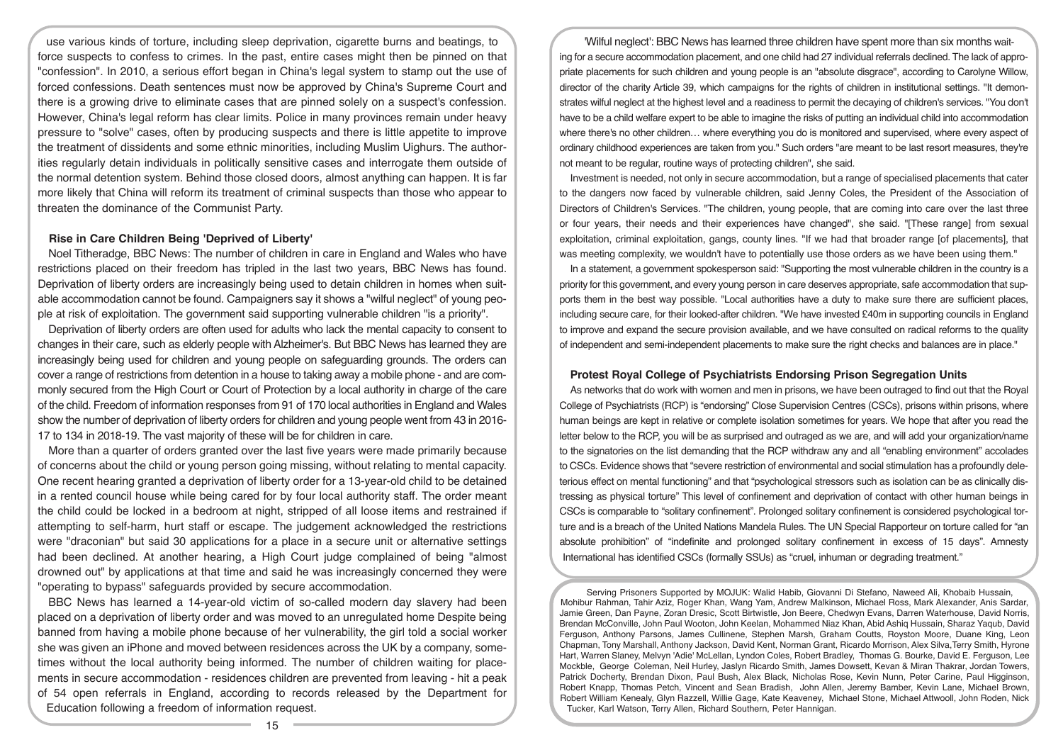use various kinds of torture, including sleep deprivation, cigarette burns and beatings, to force suspects to confess to crimes. In the past, entire cases might then be pinned on that "confession". In 2010, a serious effort began in China's legal system to stamp out the use of forced confessions. Death sentences must now be approved by China's Supreme Court and there is a growing drive to eliminate cases that are pinned solely on a suspect's confession. However, China's legal reform has clear limits. Police in many provinces remain under heavy pressure to "solve" cases, often by producing suspects and there is little appetite to improve the treatment of dissidents and some ethnic minorities, including Muslim Uighurs. The authorities regularly detain individuals in politically sensitive cases and interrogate them outside of the normal detention system. Behind those closed doors, almost anything can happen. It is far more likely that China will reform its treatment of criminal suspects than those who appear to threaten the dominance of the Communist Party.

### Rise in Care Children Being 'Deprived of Liberty'

Noel Titheradge, BBC News: The number of children in care in England and Wales who have restrictions placed on their freedom has tripled in the last two years, BBC News has found. Deprivation of liberty orders are increasingly being used to detain children in homes when suitable accommodation cannot be found. Campaigners say it shows a "wilful neglect" of young people at risk of exploitation. The government said supporting vulnerable children "is a priority".

Deprivation of liberty orders are often used for adults who lack the mental capacity to consent to changes in their care, such as elderly people with Alzheimer's. But BBC News has learned they are increasingly being used for children and young people on safeguarding grounds. The orders can cover a range of restrictions from detention in a house to taking away a mobile phone - and are commonly secured from the High Court or Court of Protection by a local authority in charge of the care of the child. Freedom of information responses from 91 of 170 local authorities in England and Wales show the number of deprivation of liberty orders for children and young people went from 43 in 2016-17 to 134 in 2018-19. The vast majority of these will be for children in care.

More than a quarter of orders granted over the last five years were made primarily because of concerns about the child or young person going missing, without relating to mental capacity. One recent hearing granted a deprivation of liberty order for a 13-year-old child to be detained in a rented council house while being cared for by four local authority staff. The order meant the child could be locked in a bedroom at night, stripped of all loose items and restrained if attempting to self-harm, hurt staff or escape. The judgement acknowledged the restrictions were "draconian" but said 30 applications for a place in a secure unit or alternative settings had been declined. At another hearing, a High Court judge complained of being "almost drowned out" by applications at that time and said he was increasingly concerned they were "operating to bypass" safeguards provided by secure accommodation.

BBC News has learned a 14-year-old victim of so-called modern day slavery had been placed on a deprivation of liberty order and was moved to an unregulated home Despite being banned from having a mobile phone because of her vulnerability, the girl told a social worker she was given an iPhone and moved between residences across the UK by a company, sometimes without the local authority being informed. The number of children waiting for placements in secure accommodation - residences children are prevented from leaving - hit a peak of 54 open referrals in England, according to records released by the Department for Education following a freedom of information request.

'Wilful neglect': BBC News has learned three children have spent more than six months waiting for a secure accommodation placement, and one child had 27 individual referrals declined. The lack of appropriate placements for such children and young people is an "absolute disgrace", according to Carolyne Willow, director of the charity Article 39, which campaigns for the rights of children in institutional settings. "It demonstrates wilful neglect at the highest level and a readiness to permit the decaying of children's services. "You don't have to be a child welfare expert to be able to imagine the risks of putting an individual child into accommodation where there's no other children… where everything you do is monitored and supervised, where every aspect of ordinary childhood experiences are taken from you." Such orders "are meant to be last resort measures, they're not meant to be regular, routine ways of protecting children", she said.

Investment is needed, not only in secure accommodation, but a range of specialised placements that cater to the dangers now faced by vulnerable children, said Jenny Coles, the President of the Association of Directors of Children's Services. "The children, young people, that are coming into care over the last three or four years, their needs and their experiences have changed", she said. "[These range] from sexual exploitation, criminal exploitation, gangs, county lines. "If we had that broader range [of placements], that was meeting complexity, we wouldn't have to potentially use those orders as we have been using them."

In a statement, a government spokesperson said: "Supporting the most vulnerable children in the country is a priority for this government, and every young person in care deserves appropriate, safe accommodation that supports them in the best way possible. "Local authorities have a duty to make sure there are sufficient places, including secure care, for their looked-after children. "We have invested £40m in supporting councils in England to improve and expand the secure provision available, and we have consulted on radical reforms to the quality of independent and semi-independent placements to make sure the right checks and balances are in place."

### Protest Royal College of Psychiatrists Endorsing Prison Segregation Units

As networks that do work with women and men in prisons, we have been outraged to find out that the Royal College of Psychiatrists (RCP) is "endorsing" Close Supervision Centres (CSCs), prisons within prisons, where human beings are kept in relative or complete isolation sometimes for years. We hope that after you read the letter below to the RCP, you will be as surprised and outraged as we are, and will add your organization/name to the signatories on the list demanding that the RCP withdraw any and all "enabling environment" accolades to CSCs. Evidence shows that "severe restriction of environmental and social stimulation has a profoundly deleterious effect on mental functioning" and that "psychological stressors such as isolation can be as clinically distressing as physical torture" This level of confinement and deprivation of contact with other human beings in CSCs is comparable to "solitary confinement". Prolonged solitary confinement is considered psychological torture and is a breach of the United Nations Mandela Rules. The UN Special Rapporteur on torture called for "an absolute prohibition" of "indefinite and prolonged solitary confinement in excess of 15 days". Amnesty International has identified CSCs (formally SSUs) as "cruel, inhuman or degrading treatment."

Serving Prisoners Supported by MOJUK: Walid Habib, Giovanni Di Stefano, Naweed Ali, Khobaib Hussain, Mohibur Rahman, Tahir Aziz, Roger Khan, Wang Yam, Andrew Malkinson, Michael Ross, Mark Alexander, Anis Sardar, Jamie Green, Dan Payne, Zoran Dresic, Scott Birtwistle, Jon Beere, Chedwyn Evans, Darren Waterhouse, David Norris, Brendan McConville, John Paul Wooton, John Keelan, Mohammed Niaz Khan, Abid Ashiq Hussain, Sharaz Yaqub, David Ferguson, Anthony Parsons, James Cullinene, Stephen Marsh, Graham Coutts, Royston Moore, Duane King, Leon Chapman, Tony Marshall, Anthony Jackson, David Kent, Norman Grant, Ricardo Morrison, Alex Silva,Terry Smith, Hyrone Hart, Warren Slaney, Melvyn 'Adie' McLellan, Lyndon Coles, Robert Bradley, Thomas G. Bourke, David E. Ferguson, Lee Mockble, George Coleman, Neil Hurley, Jaslyn Ricardo Smith, James Dowsett, Kevan & Miran Thakrar, Jordan Towers, Patrick Docherty, Brendan Dixon, Paul Bush, Alex Black, Nicholas Rose, Kevin Nunn, Peter Carine, Paul Higginson, Robert Knapp, Thomas Petch, Vincent and Sean Bradish, John Allen, Jeremy Bamber, Kevin Lane, Michael Brown, Robert William Kenealy, Glyn Razzell, Willie Gage, Kate Keaveney, Michael Stone, Michael Attwooll, John Roden, Nick Tucker, Karl Watson, Terry Allen, Richard Southern, Peter Hannigan.